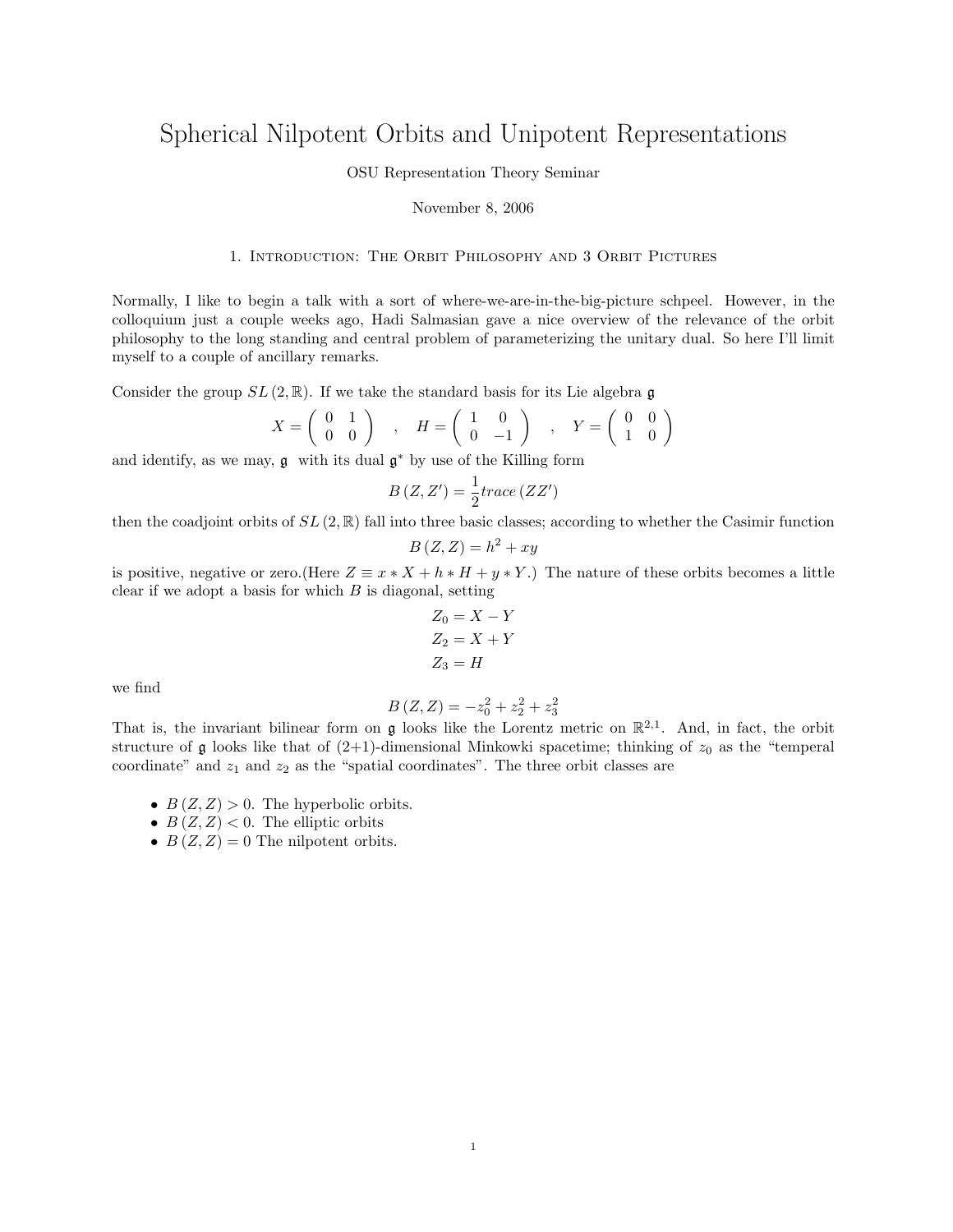# Spherical Nilpotent Orbits and Unipotent Representations

OSU Representation Theory Seminar

November 8, 2006

## 1. Introduction: The Orbit Philosophy and 3 Orbit Pictures

Normally, I like to begin a talk with a sort of where-we-are-in-the-big-picture schpeel. However, in the colloquium just a couple weeks ago, Hadi Salmasian gave a nice overview of the relevance of the orbit philosophy to the long standing and central problem of parameterizing the unitary dual. So here I'll limit myself to a couple of ancillary remarks.

Consider the group $SL(2,\mathbb{R})$. If we take the standard basis for its Lie algebra $\mathfrak{g}$

$$X = \begin{pmatrix} 0 & 1 \\ 0 & 0 \end{pmatrix} \quad , \quad H = \begin{pmatrix} 1 & 0 \\ 0 & -1 \end{pmatrix} \quad , \quad Y = \begin{pmatrix} 0 & 0 \\ 1 & 0 \end{pmatrix}$$

and identify, as we may, $\mathfrak{g}$ with its dual $\mathfrak{g}^*$ by use of the Killing form

$$B(Z, Z') = \frac{1}{2} trace(ZZ')$$

then the coadjoint orbits of $SL(2,\mathbb{R})$ fall into three basic classes; according to whether the Casimir function

$$B(Z,Z) = h^2 + xy$$

is positive, negative or zero.(Here $Z \equiv x * X + h * H + y * Y$.) The nature of these orbits becomes a little clear if we adopt a basis for which $B$ is diagonal, setting

$$Z_0 = X - Y$$
$$Z_2 = X + Y$$
$$Z_3 = H$$

we find

$$B(Z,Z) = -z_0^2 + z_2^2 + z_3^2$$

That is, the invariant bilinear form on $\mathfrak{g}$ looks like the Lorentz metric on $\mathbb{R}^{2,1}$. And, in fact, the orbit structure of $\mathfrak{g}$ looks like that of (2+1)-dimensional Minkowki spacetime; thinking of $z_0$ as the "temperal coordinate" and $z_1$ and $z_2$ as the "spatial coordinates". The three orbit classes are

- $B(Z,Z) > 0$. The hyperbolic orbits.
- $B(Z,Z) < 0$. The elliptic orbits
- $B(Z,Z) = 0$ The nilpotent orbits.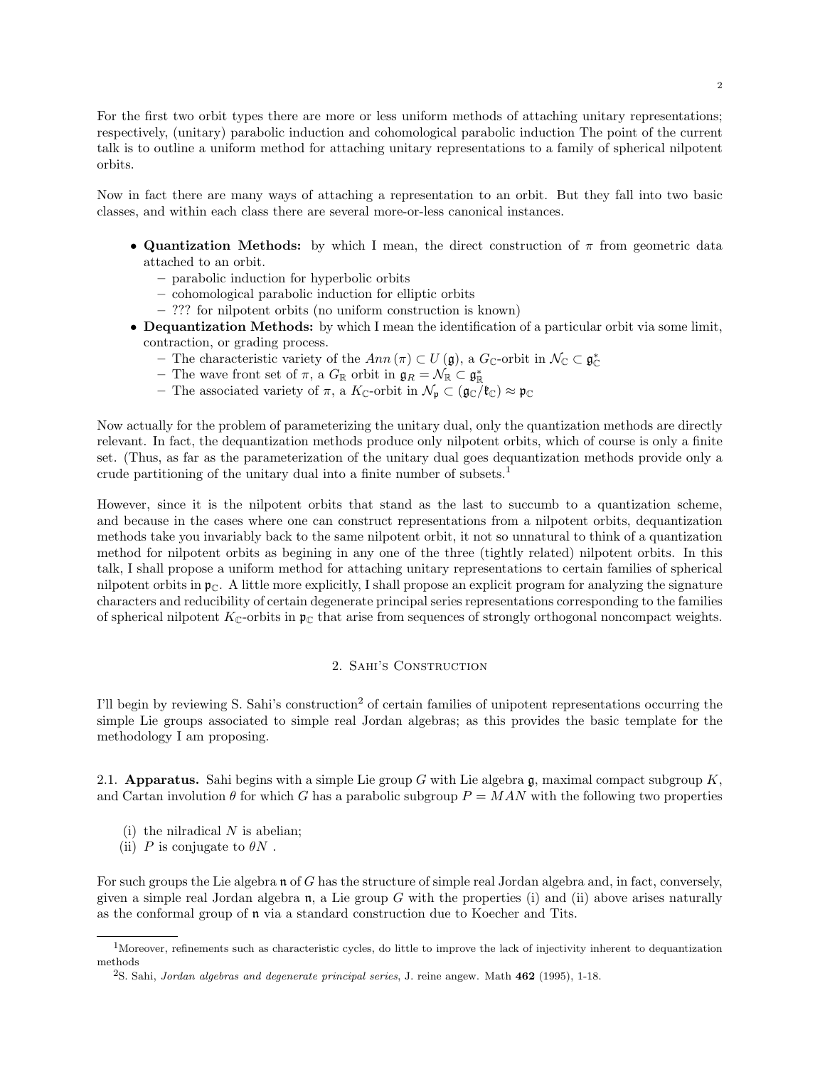For the first two orbit types there are more or less uniform methods of attaching unitary representations; respectively, (unitary) parabolic induction and cohomological parabolic induction The point of the current talk is to outline a uniform method for attaching unitary representations to a family of spherical nilpotent orbits.

Now in fact there are many ways of attaching a representation to an orbit. But they fall into two basic classes, and within each class there are several more-or-less canonical instances.

- **Quantization Methods:** by which I mean, the direct construction of $\pi$ from geometric data attached to an orbit.
  - parabolic induction for hyperbolic orbits
  - cohomological parabolic induction for elliptic orbits
  - ??? for nilpotent orbits (no uniform construction is known)
- **Dequantization Methods:** by which I mean the identification of a particular orbit via some limit, contraction, or grading process.
  - The characteristic variety of the $Ann(\pi) \subset U(\mathfrak{g})$, a $G_{\mathbb{C}}$-orbit in $\mathcal{N}_{\mathbb{C}} \subset \mathfrak{g}_{\mathbb{C}}^*$
  - The wave front set of $\pi$, a $G_{\mathbb{R}}$ orbit in $\mathfrak{g}_R = \mathcal{N}_{\mathbb{R}} \subset \mathfrak{g}_{\mathbb{R}}^*$
  - The associated variety of $\pi$, a $K_{\mathbb{C}}$-orbit in $\mathcal{N}_{\mathfrak{p}} \subset (\mathfrak{g}_{\mathbb{C}}/\mathfrak{k}_{\mathbb{C}}) \approx \mathfrak{p}_{\mathbb{C}}$

Now actually for the problem of parameterizing the unitary dual, only the quantization methods are directly relevant. In fact, the dequantization methods produce only nilpotent orbits, which of course is only a finite set. (Thus, as far as the parameterization of the unitary dual goes dequantization methods provide only a crude partitioning of the unitary dual into a finite number of subsets.[1]

However, since it is the nilpotent orbits that stand as the last to succumb to a quantization scheme, and because in the cases where one can construct representations from a nilpotent orbits, dequantization methods take you invariably back to the same nilpotent orbit, it not so unnatural to think of a quantization method for nilpotent orbits as begining in any one of the three (tightly related) nilpotent orbits. In this talk, I shall propose a uniform method for attaching unitary representations to certain families of spherical nilpotent orbits in $\mathfrak{p}_{\mathbb{C}}$. A little more explicitly, I shall propose an explicit program for analyzing the signature characters and reducibility of certain degenerate principal series representations corresponding to the families of spherical nilpotent $K_{\mathbb{C}}$-orbits in $\mathfrak{p}_{\mathbb{C}}$ that arise from sequences of strongly orthogonal noncompact weights.

## 2. Sahi's Construction

I'll begin by reviewing S. Sahi's construction[2] of certain families of unipotent representations occurring the simple Lie groups associated to simple real Jordan algebras; as this provides the basic template for the methodology I am proposing.

2.1. **Apparatus.** Sahi begins with a simple Lie group $G$ with Lie algebra $\mathfrak{g}$, maximal compact subgroup $K$, and Cartan involution $\theta$ for which $G$ has a parabolic subgroup $P = MAN$ with the following two properties

(i) the nilradical $N$ is abelian;
(ii) $P$ is conjugate to $\theta N$ .

For such groups the Lie algebra $\mathfrak{n}$ of $G$ has the structure of simple real Jordan algebra and, in fact, conversely, given a simple real Jordan algebra $\mathfrak{n}$, a Lie group $G$ with the properties (i) and (ii) above arises naturally as the conformal group of $\mathfrak{n}$ via a standard construction due to Koecher and Tits.

[1] Moreover, refinements such as characteristic cycles, do little to improve the lack of injectivity inherent to dequantization methods

[2] S. Sahi, *Jordan algebras and degenerate principal series*, J. reine angew. Math **462** (1995), 1-18.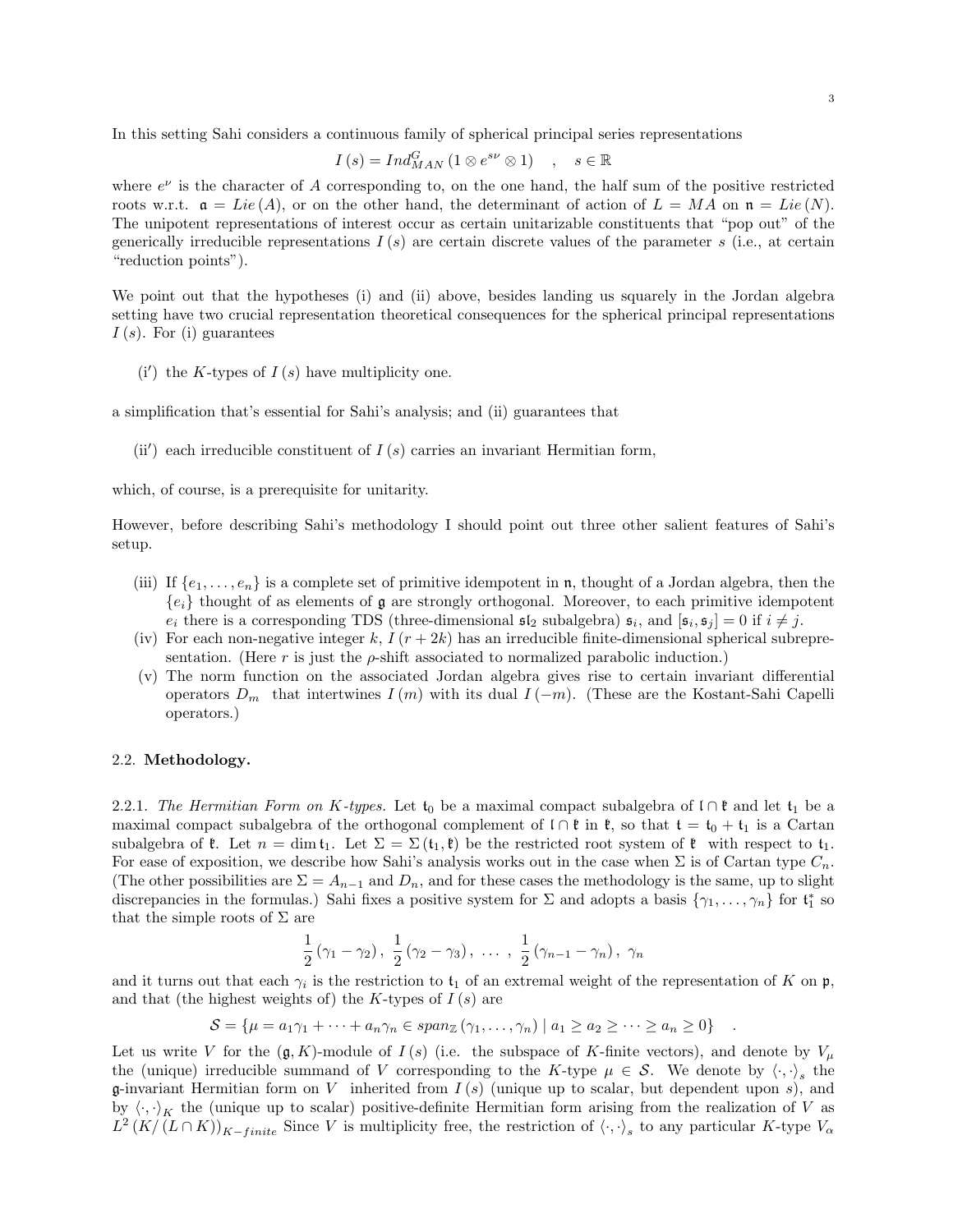In this setting Sahi considers a continuous family of spherical principal series representations

$$I(s) = Ind_{MAN}^{G}(1 \otimes e^{s\nu} \otimes 1) \quad , \quad s \in \mathbb{R}$$

where $e^{\nu}$ is the character of $A$ corresponding to, on the one hand, the half sum of the positive restricted roots w.r.t. $\mathfrak{a} = Lie(A)$, or on the other hand, the determinant of action of $L = MA$ on $\mathfrak{n} = Lie(N)$. The unipotent representations of interest occur as certain unitarizable constituents that "pop out" of the generically irreducible representations $I(s)$ are certain discrete values of the parameter $s$ (i.e., at certain "reduction points").

We point out that the hypotheses (i) and (ii) above, besides landing us squarely in the Jordan algebra setting have two crucial representation theoretical consequences for the spherical principal representations $I(s)$. For (i) guarantees

- (i′) the $K$-types of $I(s)$ have multiplicity one.

a simplification that's essential for Sahi's analysis; and (ii) guarantees that

- (ii′) each irreducible constituent of $I(s)$ carries an invariant Hermitian form,

which, of course, is a prerequisite for unitarity.

However, before describing Sahi's methodology I should point out three other salient features of Sahi's setup.

- (iii) If $\{e_1, \ldots, e_n\}$ is a complete set of primitive idempotent in $\mathfrak{n}$, thought of a Jordan algebra, then the $\{e_i\}$ thought of as elements of $\mathfrak{g}$ are strongly orthogonal. Moreover, to each primitive idempotent $e_i$ there is a corresponding TDS (three-dimensional $\mathfrak{sl}_2$ subalgebra) $\mathfrak{s}_i$, and $[\mathfrak{s}_i, \mathfrak{s}_j] = 0$ if $i \neq j$.
- (iv) For each non-negative integer $k$, $I(r + 2k)$ has an irreducible finite-dimensional spherical subrepresentation. (Here $r$ is just the $\rho$-shift associated to normalized parabolic induction.)
- (v) The norm function on the associated Jordan algebra gives rise to certain invariant differential operators $D_m$ that intertwines $I(m)$ with its dual $I(-m)$. (These are the Kostant-Sahi Capelli operators.)

### 2.2. **Methodology.**

2.2.1. *The Hermitian Form on $K$-types.* Let $\mathfrak{t}_0$ be a maximal compact subalgebra of $\mathfrak{l} \cap \mathfrak{k}$ and let $\mathfrak{t}_1$ be a maximal compact subalgebra of the orthogonal complement of $\mathfrak{l} \cap \mathfrak{k}$ in $\mathfrak{k}$, so that $\mathfrak{t} = \mathfrak{t}_0 + \mathfrak{t}_1$ is a Cartan subalgebra of $\mathfrak{k}$. Let $n = \dim \mathfrak{t}_1$. Let $\Sigma = \Sigma(\mathfrak{t}_1, \mathfrak{k})$ be the restricted root system of $\mathfrak{k}$ with respect to $\mathfrak{t}_1$. For ease of exposition, we describe how Sahi's analysis works out in the case when $\Sigma$ is of Cartan type $C_n$. (The other possibilities are $\Sigma = A_{n-1}$ and $D_n$, and for these cases the methodology is the same, up to slight discrepancies in the formulas.) Sahi fixes a positive system for $\Sigma$ and adopts a basis $\{\gamma_1, \ldots, \gamma_n\}$ for $\mathfrak{t}_1^*$ so that the simple roots of $\Sigma$ are

$$\frac{1}{2}(\gamma_1 - \gamma_2), \ \frac{1}{2}(\gamma_2 - \gamma_3), \ \ldots \ , \ \frac{1}{2}(\gamma_{n-1} - \gamma_n), \ \gamma_n$$

and it turns out that each $\gamma_i$ is the restriction to $\mathfrak{t}_1$ of an extremal weight of the representation of $K$ on $\mathfrak{p}$, and that (the highest weights of) the $K$-types of $I(s)$ are

$$\mathcal{S} = \{\mu = a_1\gamma_1 + \cdots + a_n\gamma_n \in span_{\mathbb{Z}}(\gamma_1, \ldots, \gamma_n) \mid a_1 \geq a_2 \geq \cdots \geq a_n \geq 0\} \quad .$$

Let us write $V$ for the $(\mathfrak{g}, K)$-module of $I(s)$ (i.e. the subspace of $K$-finite vectors), and denote by $V_\mu$ the (unique) irreducible summand of $V$ corresponding to the $K$-type $\mu \in \mathcal{S}$. We denote by $\langle \cdot, \cdot \rangle_s$ the $\mathfrak{g}$-invariant Hermitian form on $V$ inherited from $I(s)$ (unique up to scalar, but dependent upon $s$), and by $\langle \cdot, \cdot \rangle_K$ the (unique up to scalar) positive-definite Hermitian form arising from the realization of $V$ as $L^2(K/(L \cap K))_{K-finite}$ Since $V$ is multiplicity free, the restriction of $\langle \cdot, \cdot \rangle_s$ to any particular $K$-type $V_\alpha$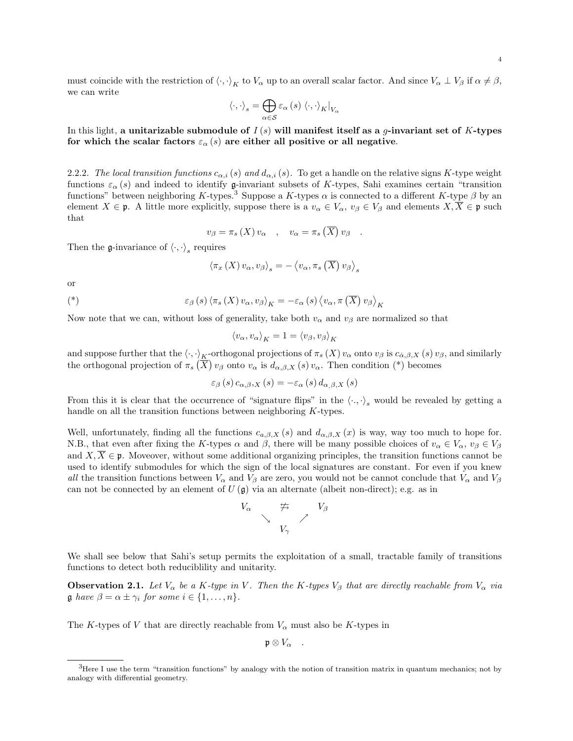must coincide with the restriction of $\langle \cdot,\cdot \rangle_K$ to $V_\alpha$ up to an overall scalar factor. And since $V_\alpha \perp V_\beta$ if $\alpha \neq \beta$, we can write

$$\langle \cdot,\cdot \rangle_s = \bigoplus_{\alpha \in \mathcal{S}} \varepsilon_\alpha(s) \left. \langle \cdot,\cdot \rangle_K \right|_{V_\alpha}$$

In this light, **a unitarizable submodule of $I(s)$ will manifest itself as a $g$-invariant set of $K$-types for which the scalar factors $\varepsilon_\alpha(s)$ are either all positive or all negative**.

2.2.2. *The local transition functions $c_{\alpha,i}(s)$ and $d_{\alpha,i}(s)$.* To get a handle on the relative signs $K$-type weight functions $\varepsilon_\alpha(s)$ and indeed to identify $\mathfrak{g}$-invariant subsets of $K$-types, Sahi examines certain "transition functions" between neighboring $K$-types.[3] Suppose a $K$-types $\alpha$ is connected to a different $K$-type $\beta$ by an element $X \in \mathfrak{p}$. A little more explicitly, suppose there is a $v_\alpha \in V_\alpha$, $v_\beta \in V_\beta$ and elements $X, \overline{X} \in \mathfrak{p}$ such that

$$v_\beta = \pi_s(X) v_\alpha \quad , \quad v_\alpha = \pi_s\left(\overline{X}\right) v_\beta \quad .$$

Then the $\mathfrak{g}$-invariance of $\langle \cdot,\cdot \rangle_s$ requires

$$\langle \pi_x(X) v_\alpha, v_\beta \rangle_s = -\left\langle v_\alpha, \pi_s\left(\overline{X}\right) v_\beta \right\rangle_s$$

or

$$(*) \qquad \varepsilon_\beta(s) \langle \pi_s(X) v_\alpha, v_\beta \rangle_K = -\varepsilon_\alpha(s) \left\langle v_\alpha, \pi\left(\overline{X}\right) v_\beta \right\rangle_K$$

Now note that we can, without loss of generality, take both $v_\alpha$ and $v_\beta$ are normalized so that

$$\langle v_\alpha, v_\alpha \rangle_K = 1 = \langle v_\beta, v_\beta \rangle_K$$

and suppose further that the $\langle \cdot,\cdot \rangle_K$-orthogonal projections of $\pi_s(X) v_\alpha$ onto $v_\beta$ is $c_{\alpha,\beta,X}(s) v_\beta$, and similarly the orthogonal projection of $\pi_s\left(\overline{X}\right) v_\beta$ onto $v_\alpha$ is $d_{\alpha,\beta,X}(s) v_\alpha$. Then condition (*) becomes

$$\varepsilon_\beta(s) c_{\alpha,\beta,X}(s) = -\varepsilon_\alpha(s) d_{\alpha,\beta,X}(s)$$

From this it is clear that the occurrence of "signature flips" in the $\langle \cdot,\cdot \rangle_s$ would be revealed by getting a handle on all the transition functions between neighboring $K$-types.

Well, unfortunately, finding all the functions $c_{a,\beta,X}(s)$ and $d_{\alpha,\beta,X}(x)$ is way, way too much to hope for. N.B., that even after fixing the $K$-types $\alpha$ and $\beta$, there will be many possible choices of $v_\alpha \in V_\alpha$, $v_\beta \in V_\beta$ and $X, \overline{X} \in \mathfrak{p}$. Moveover, without some additional organizing principles, the transition functions cannot be used to identify submodules for which the sign of the local signatures are constant. For even if you knew *all* the transition functions between $V_\alpha$ and $V_\beta$ are zero, you would not be cannot conclude that $V_\alpha$ and $V_\beta$ can not be connected by an element of $U(\mathfrak{g})$ via an alternate (albeit non-direct); e.g. as in

$$\begin{array}{ccc} V_\alpha & \not\rightarrow & V_\beta \\ & \searrow \quad \nearrow & \\ & V_\gamma & \end{array}$$

We shall see below that Sahi's setup permits the exploitation of a small, tractable family of transitions functions to detect both reduciblility and unitarity.

**Observation 2.1.** *Let $V_\alpha$ be a $K$-type in $V$. Then the $K$-types $V_\beta$ that are directly reachable from $V_\alpha$ via $\mathfrak{g}$ have $\beta = \alpha \pm \gamma_i$ for some $i \in \{1, \ldots, n\}$.*

The $K$-types of $V$ that are directly reachable from $V_\alpha$ must also be $K$-types in

$$\mathfrak{p} \otimes V_\alpha \quad .$$

[3] Here I use the term "transition functions" by analogy with the notion of transition matrix in quantum mechanics; not by analogy with differential geometry.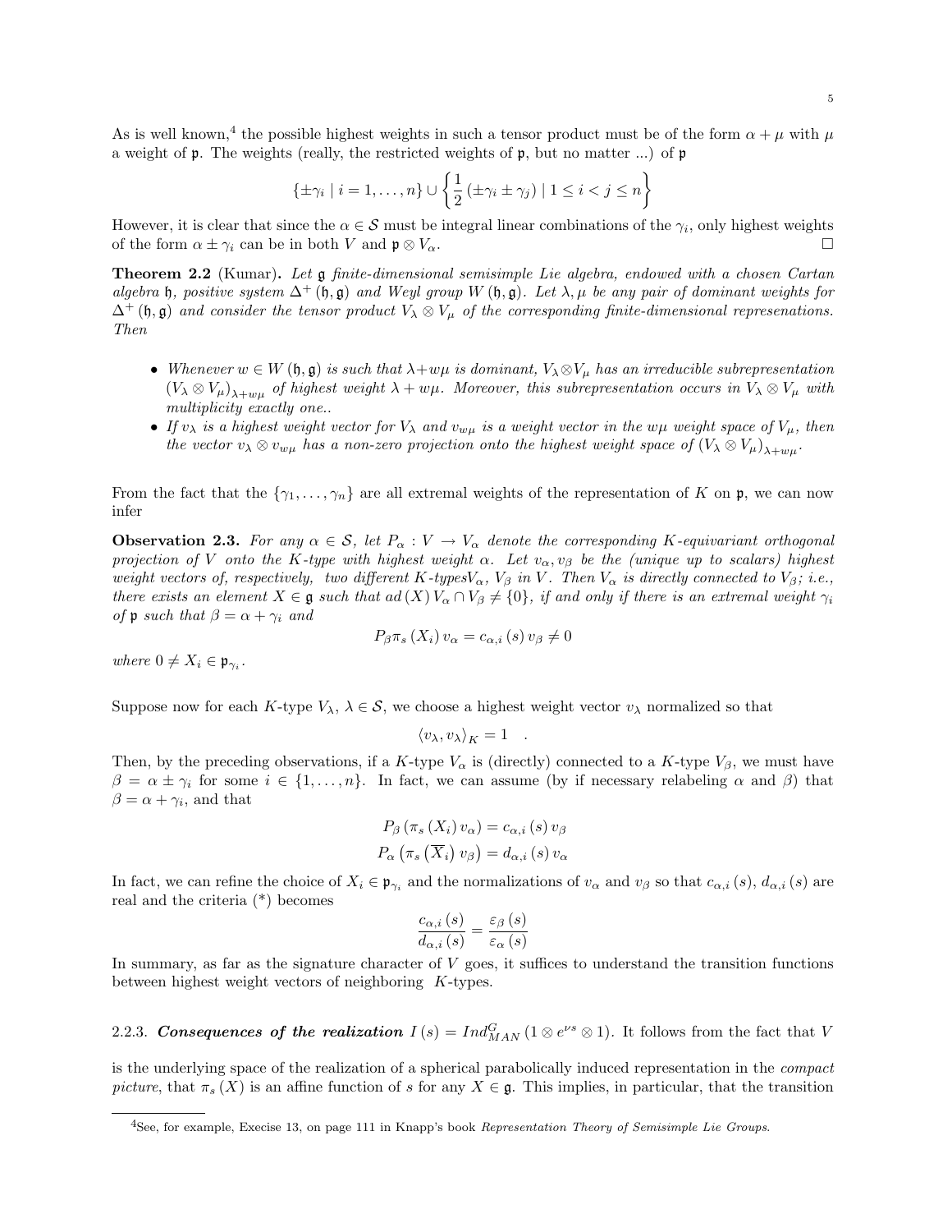As is well known,[4] the possible highest weights in such a tensor product must be of the form $\alpha + \mu$ with $\mu$ a weight of $\mathfrak{p}$. The weights (really, the restricted weights of $\mathfrak{p}$, but no matter ...) of $\mathfrak{p}$

$$\{\pm\gamma_i \mid i = 1, \dots, n\} \cup \left\{ \frac{1}{2} (\pm\gamma_i \pm \gamma_j) \mid 1 \leq i < j \leq n \right\}$$

However, it is clear that since the $\alpha \in \mathcal{S}$ must be integral linear combinations of the $\gamma_i$, only highest weights of the form $\alpha \pm \gamma_i$ can be in both $V$ and $\mathfrak{p} \otimes V_\alpha$. □

**Theorem 2.2** (Kumar)**.** *Let $\mathfrak{g}$ finite-dimensional semisimple Lie algebra, endowed with a chosen Cartan algebra $\mathfrak{h}$, positive system $\Delta^+(\mathfrak{h}, \mathfrak{g})$ and Weyl group $W(\mathfrak{h}, \mathfrak{g})$. Let $\lambda, \mu$ be any pair of dominant weights for $\Delta^+(\mathfrak{h}, \mathfrak{g})$ and consider the tensor product $V_\lambda \otimes V_\mu$ of the corresponding finite-dimensional represenations. Then*

- *Whenever $w \in W(\mathfrak{h}, \mathfrak{g})$ is such that $\lambda + w\mu$ is dominant, $V_\lambda \otimes V_\mu$ has an irreducible subrepresentation $(V_\lambda \otimes V_\mu)_{\lambda + w\mu}$ of highest weight $\lambda + w\mu$. Moreover, this subrepresentation occurs in $V_\lambda \otimes V_\mu$ with multiplicity exactly one..*
- *If $v_\lambda$ is a highest weight vector for $V_\lambda$ and $v_{w\mu}$ is a weight vector in the $w\mu$ weight space of $V_\mu$, then the vector $v_\lambda \otimes v_{w\mu}$ has a non-zero projection onto the highest weight space of $(V_\lambda \otimes V_\mu)_{\lambda + w\mu}$.*

From the fact that the $\{\gamma_1, \dots, \gamma_n\}$ are all extremal weights of the representation of $K$ on $\mathfrak{p}$, we can now infer

**Observation 2.3.** *For any $\alpha \in \mathcal{S}$, let $P_\alpha : V \to V_\alpha$ denote the corresponding $K$-equivariant orthogonal projection of $V$ onto the $K$-type with highest weight $\alpha$. Let $v_\alpha, v_\beta$ be the (unique up to scalars) highest weight vectors of, respectively, two different $K$-types$V_\alpha$, $V_\beta$ in $V$. Then $V_\alpha$ is directly connected to $V_\beta$; i.e., there exists an element $X \in \mathfrak{g}$ such that $ad(X) V_\alpha \cap V_\beta \neq \{0\}$, if and only if there is an extremal weight $\gamma_i$ of $\mathfrak{p}$ such that $\beta = \alpha + \gamma_i$ and*

$$P_\beta \pi_s(X_i) v_\alpha = c_{\alpha,i}(s) v_\beta \neq 0$$

*where $0 \neq X_i \in \mathfrak{p}_{\gamma_i}$.*

Suppose now for each $K$-type $V_\lambda$, $\lambda \in \mathcal{S}$, we choose a highest weight vector $v_\lambda$ normalized so that

$$\langle v_\lambda, v_\lambda \rangle_K = 1 \quad .$$

Then, by the preceding observations, if a $K$-type $V_\alpha$ is (directly) connected to a $K$-type $V_\beta$, we must have $\beta = \alpha \pm \gamma_i$ for some $i \in \{1, \dots, n\}$. In fact, we can assume (by if necessary relabeling $\alpha$ and $\beta$) that $\beta = \alpha + \gamma_i$, and that

$$P_\beta(\pi_s(X_i) v_\alpha) = c_{\alpha,i}(s) v_\beta$$
$$P_\alpha(\pi_s(\overline{X}_i) v_\beta) = d_{\alpha,i}(s) v_\alpha$$

In fact, we can refine the choice of $X_i \in \mathfrak{p}_{\gamma_i}$ and the normalizations of $v_\alpha$ and $v_\beta$ so that $c_{\alpha,i}(s)$, $d_{\alpha,i}(s)$ are real and the criteria (*) becomes

$$\frac{c_{\alpha,i}(s)}{d_{\alpha,i}(s)} = \frac{\varepsilon_\beta(s)}{\varepsilon_\alpha(s)}$$

In summary, as far as the signature character of $V$ goes, it suffices to understand the transition functions between highest weight vectors of neighboring $K$-types.

2.2.3. ***Consequences of the realization*** $I(s) = Ind_{MAN}^G(1 \otimes e^{\nu s} \otimes 1)$. It follows from the fact that $V$ is the underlying space of the realization of a spherical parabolically induced representation in the *compact picture*, that $\pi_s(X)$ is an affine function of $s$ for any $X \in \mathfrak{g}$. This implies, in particular, that the transition

[4] See, for example, Execise 13, on page 111 in Knapp's book *Representation Theory of Semisimple Lie Groups*.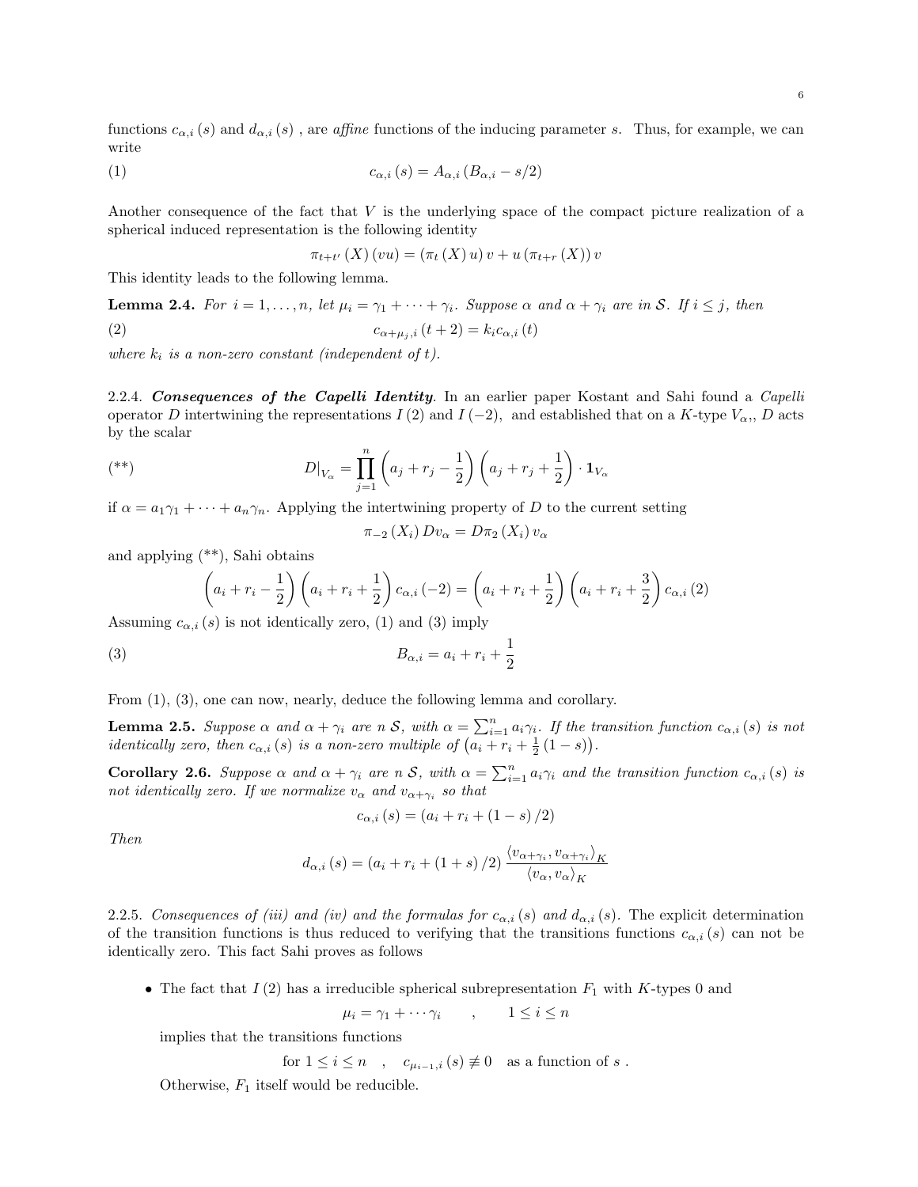functions $c_{\alpha,i}(s)$ and $d_{\alpha,i}(s)$ , are *affine* functions of the inducing parameter $s$. Thus, for example, we can write

$$c_{\alpha,i}(s) = A_{\alpha,i}(B_{\alpha,i} - s/2) \tag{1}$$

Another consequence of the fact that $V$ is the underlying space of the compact picture realization of a spherical induced representation is the following identity

$$\pi_{t+t'}(X)(vu) = (\pi_t(X)u)v + u(\pi_{t+r}(X))v$$

This identity leads to the following lemma.

**Lemma 2.4.** *For $i = 1, \ldots, n$, let $\mu_i = \gamma_1 + \cdots + \gamma_i$. Suppose $\alpha$ and $\alpha + \gamma_i$ are in $\mathcal{S}$. If $i \leq j$, then*

$$c_{\alpha+\mu_j,i}(t+2) = k_i c_{\alpha,i}(t) \tag{2}$$

*where $k_i$ is a non-zero constant (independent of $t$).*

2.2.4. ***Consequences of the Capelli Identity***. In an earlier paper Kostant and Sahi found a *Capelli* operator $D$ intertwining the representations $I(2)$ and $I(-2)$, and established that on a $K$-type $V_{\alpha}$,, $D$ acts by the scalar

$$D|_{V_\alpha} = \prod_{j=1}^{n}\left(a_j + r_j - \frac{1}{2}\right)\left(a_j + r_j + \frac{1}{2}\right) \cdot \mathbf{1}_{V_\alpha} \tag{**}$$

if $\alpha = a_1\gamma_1 + \cdots + a_n\gamma_n$. Applying the intertwining property of $D$ to the current setting

$$\pi_{-2}(X_i) D v_\alpha = D\pi_2(X_i) v_\alpha$$

and applying (**), Sahi obtains

$$\left(a_i + r_i - \frac{1}{2}\right)\left(a_i + r_i + \frac{1}{2}\right) c_{\alpha,i}(-2) = \left(a_i + r_i + \frac{1}{2}\right)\left(a_i + r_i + \frac{3}{2}\right) c_{\alpha,i}(2)$$

Assuming $c_{\alpha,i}(s)$ is not identically zero, (1) and (3) imply

$$B_{\alpha,i} = a_i + r_i + \frac{1}{2} \tag{3}$$

From (1), (3), one can now, nearly, deduce the following lemma and corollary.

**Lemma 2.5.** *Suppose $\alpha$ and $\alpha + \gamma_i$ are n $\mathcal{S}$, with $\alpha = \sum_{i=1}^{n} a_i\gamma_i$. If the transition function $c_{\alpha,i}(s)$ is not identically zero, then $c_{\alpha,i}(s)$ is a non-zero multiple of $\left(a_i + r_i + \frac{1}{2}(1-s)\right)$.*

**Corollary 2.6.** *Suppose $\alpha$ and $\alpha + \gamma_i$ are n $\mathcal{S}$, with $\alpha = \sum_{i=1}^{n} a_i\gamma_i$ and the transition function $c_{\alpha,i}(s)$ is not identically zero. If we normalize $v_\alpha$ and $v_{\alpha+\gamma_i}$ so that*

$$c_{\alpha,i}(s) = (a_i + r_i + (1-s)/2)$$

*Then*

$$d_{\alpha,i}(s) = (a_i + r_i + (1+s)/2)\frac{\langle v_{\alpha+\gamma_i}, v_{\alpha+\gamma_i}\rangle_K}{\langle v_\alpha, v_\alpha\rangle_K}$$

2.2.5. *Consequences of (iii) and (iv) and the formulas for $c_{\alpha,i}(s)$ and $d_{\alpha,i}(s)$.* The explicit determination of the transition functions is thus reduced to verifying that the transitions functions $c_{\alpha,i}(s)$ can not be identically zero. This fact Sahi proves as follows

- The fact that $I(2)$ has a irreducible spherical subrepresentation $F_1$ with $K$-types 0 and

  $$\mu_i = \gamma_1 + \cdots \gamma_i \quad , \quad 1 \leq i \leq n$$

  implies that the transitions functions

  $$\text{for } 1 \leq i \leq n \quad , \quad c_{\mu_{i-1},i}(s) \not\equiv 0 \quad \text{as a function of } s \; .$$

  Otherwise, $F_1$ itself would be reducible.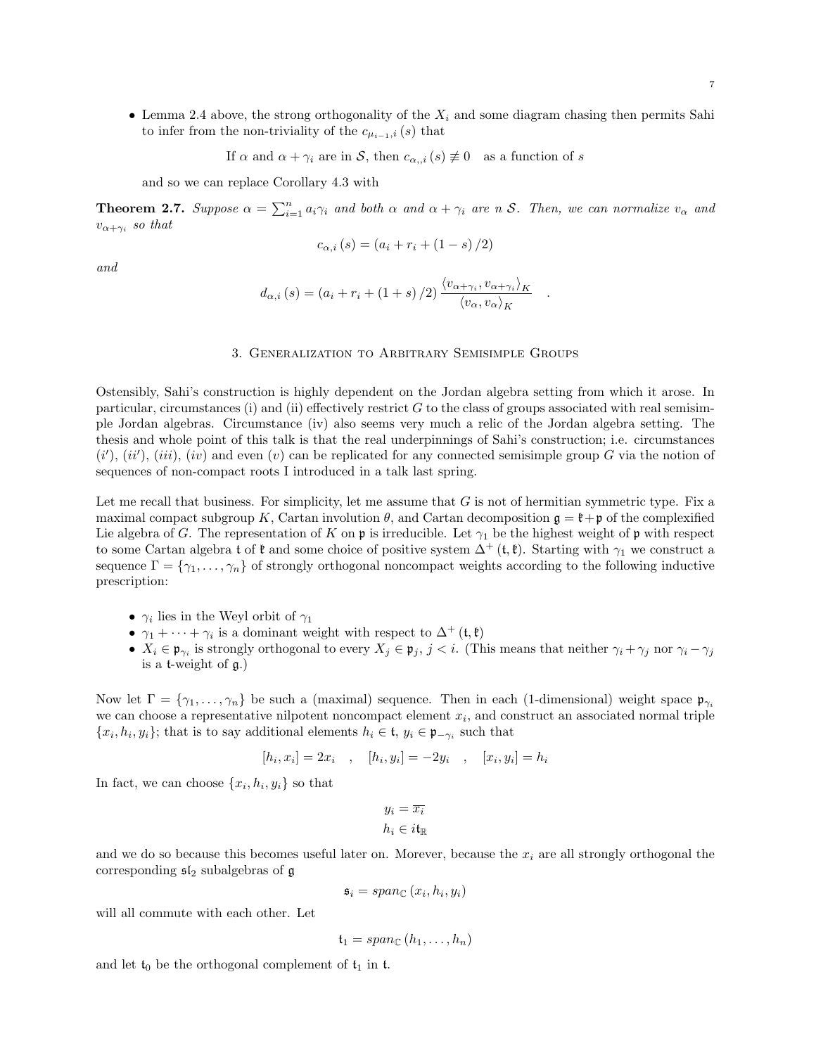- Lemma 2.4 above, the strong orthogonality of the $X_i$ and some diagram chasing then permits Sahi to infer from the non-triviality of the $c_{\mu_{i-1},i}(s)$ that

  $$\text{If } \alpha \text{ and } \alpha+\gamma_i \text{ are in } \mathcal{S}, \text{ then } c_{\alpha,,i}(s) \not\equiv 0 \quad \text{as a function of } s$$

  and so we can replace Corollary 4.3 with

**Theorem 2.7.** *Suppose $\alpha = \sum_{i=1}^{n} a_i \gamma_i$ and both $\alpha$ and $\alpha+\gamma_i$ are n $\mathcal{S}$. Then, we can normalize $v_\alpha$ and $v_{\alpha+\gamma_i}$ so that*

$$c_{\alpha,i}(s) = (a_i + r_i + (1-s)/2)$$

*and*

$$d_{\alpha,i}(s) = (a_i + r_i + (1+s)/2) \frac{\langle v_{\alpha+\gamma_i}, v_{\alpha+\gamma_i}\rangle_K}{\langle v_\alpha, v_\alpha\rangle_K} \quad .$$

## 3. Generalization to Arbitrary Semisimple Groups

Ostensibly, Sahi's construction is highly dependent on the Jordan algebra setting from which it arose. In particular, circumstances (i) and (ii) effectively restrict $G$ to the class of groups associated with real semisimple Jordan algebras. Circumstance (iv) also seems very much a relic of the Jordan algebra setting. The thesis and whole point of this talk is that the real underpinnings of Sahi's construction; i.e. circumstances $(i')$, $(ii')$, $(iii)$, $(iv)$ and even $(v)$ can be replicated for any connected semisimple group $G$ via the notion of sequences of non-compact roots I introduced in a talk last spring.

Let me recall that business. For simplicity, let me assume that $G$ is not of hermitian symmetric type. Fix a maximal compact subgroup $K$, Cartan involution $\theta$, and Cartan decomposition $\mathfrak{g} = \mathfrak{k} + \mathfrak{p}$ of the complexified Lie algebra of $G$. The representation of $K$ on $\mathfrak{p}$ is irreducible. Let $\gamma_1$ be the highest weight of $\mathfrak{p}$ with respect to some Cartan algebra $\mathfrak{t}$ of $\mathfrak{k}$ and some choice of positive system $\Delta^+(\mathfrak{t},\mathfrak{k})$. Starting with $\gamma_1$ we construct a sequence $\Gamma = \{\gamma_1, \ldots, \gamma_n\}$ of strongly orthogonal noncompact weights according to the following inductive prescription:

- $\gamma_i$ lies in the Weyl orbit of $\gamma_1$
- $\gamma_1 + \cdots + \gamma_i$ is a dominant weight with respect to $\Delta^+(\mathfrak{t},\mathfrak{k})$
- $X_i \in \mathfrak{p}_{\gamma_i}$ is strongly orthogonal to every $X_j \in \mathfrak{p}_j$, $j < i$. (This means that neither $\gamma_i + \gamma_j$ nor $\gamma_i - \gamma_j$ is a $\mathfrak{t}$-weight of $\mathfrak{g}$.)

Now let $\Gamma = \{\gamma_1, \ldots, \gamma_n\}$ be such a (maximal) sequence. Then in each (1-dimensional) weight space $\mathfrak{p}_{\gamma_i}$ we can choose a representative nilpotent noncompact element $x_i$, and construct an associated normal triple $\{x_i, h_i, y_i\}$; that is to say additional elements $h_i \in \mathfrak{t}$, $y_i \in \mathfrak{p}_{-\gamma_i}$ such that

$$[h_i, x_i] = 2x_i \quad , \quad [h_i, y_i] = -2y_i \quad , \quad [x_i, y_i] = h_i$$

In fact, we can choose $\{x_i, h_i, y_i\}$ so that

$$y_i = \overline{x_i}$$
$$h_i \in i\mathfrak{t}_{\mathbb{R}}$$

and we do so because this becomes useful later on. Morever, because the $x_i$ are all strongly orthogonal the corresponding $\mathfrak{sl}_2$ subalgebras of $\mathfrak{g}$

$$\mathfrak{s}_i = span_{\mathbb{C}}(x_i, h_i, y_i)$$

will all commute with each other. Let

$$\mathfrak{t}_1 = span_{\mathbb{C}}(h_1, \ldots, h_n)$$

and let $\mathfrak{t}_0$ be the orthogonal complement of $\mathfrak{t}_1$ in $\mathfrak{t}$.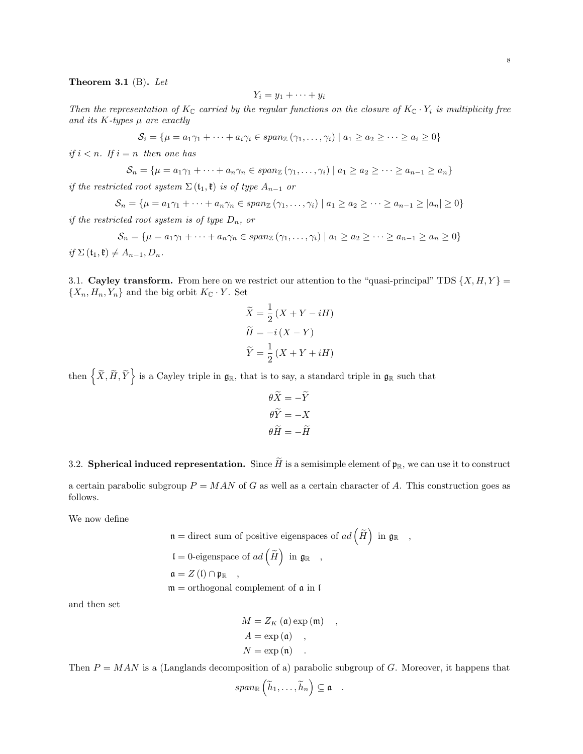**Theorem 3.1** (B)**.** *Let*

$$Y_i = y_1 + \cdots + y_i$$

*Then the representation of $K_{\mathbb{C}}$ carried by the regular functions on the closure of $K_{\mathbb{C}} \cdot Y_i$ is multiplicity free and its $K$-types $\mu$ are exactly*

$$\mathcal{S}_i = \{\mu = a_1\gamma_1 + \cdots + a_i\gamma_i \in span_{\mathbb{Z}}(\gamma_1, \ldots, \gamma_i) \mid a_1 \geq a_2 \geq \cdots \geq a_i \geq 0\}$$

*if $i < n$. If $i = n$ then one has*

$$\mathcal{S}_n = \{\mu = a_1\gamma_1 + \cdots + a_n\gamma_n \in span_{\mathbb{Z}}(\gamma_1, \ldots, \gamma_i) \mid a_1 \geq a_2 \geq \cdots \geq a_{n-1} \geq a_n\}$$

*if the restricted root system $\Sigma(\mathfrak{t}_1, \mathfrak{k})$ is of type $A_{n-1}$ or*

$$\mathcal{S}_n = \{\mu = a_1\gamma_1 + \cdots + a_n\gamma_n \in span_{\mathbb{Z}}(\gamma_1, \ldots, \gamma_i) \mid a_1 \geq a_2 \geq \cdots \geq a_{n-1} \geq |a_n| \geq 0\}$$

*if the restricted root system is of type $D_n$, or*

$$\mathcal{S}_n = \{\mu = a_1\gamma_1 + \cdots + a_n\gamma_n \in span_{\mathbb{Z}}(\gamma_1, \ldots, \gamma_i) \mid a_1 \geq a_2 \geq \cdots \geq a_{n-1} \geq a_n \geq 0\}$$

*if $\Sigma(\mathfrak{t}_1, \mathfrak{k}) \neq A_{n-1}, D_n$.*

3.1. **Cayley transform.** From here on we restrict our attention to the "quasi-principal" TDS $\{X, H, Y\} = \{X_n, H_n, Y_n\}$ and the big orbit $K_{\mathbb{C}} \cdot Y$. Set

$$\widetilde{X} = \frac{1}{2}(X + Y - iH)$$
$$\widetilde{H} = -i(X - Y)$$
$$\widetilde{Y} = \frac{1}{2}(X + Y + iH)$$

then $\left\{\widetilde{X}, \widetilde{H}, \widetilde{Y}\right\}$ is a Cayley triple in $\mathfrak{g}_{\mathbb{R}}$, that is to say, a standard triple in $\mathfrak{g}_{\mathbb{R}}$ such that

$$\theta\widetilde{X} = -\widetilde{Y}$$
$$\theta\widetilde{Y} = -X$$
$$\theta\widetilde{H} = -\widetilde{H}$$

3.2. **Spherical induced representation.** Since $\widetilde{H}$ is a semisimple element of $\mathfrak{p}_{\mathbb{R}}$, we can use it to construct a certain parabolic subgroup $P = MAN$ of $G$ as well as a certain character of $A$. This construction goes as follows.

We now define

$$\mathfrak{n} = \text{direct sum of positive eigenspaces of } ad\left(\widetilde{H}\right) \text{ in } \mathfrak{g}_{\mathbb{R}} \quad ,$$
$$\mathfrak{l} = 0\text{-eigenspace of } ad\left(\widetilde{H}\right) \text{ in } \mathfrak{g}_{\mathbb{R}} \quad ,$$
$$\mathfrak{a} = Z(\mathfrak{l}) \cap \mathfrak{p}_{\mathbb{R}} \quad ,$$
$$\mathfrak{m} = \text{orthogonal complement of } \mathfrak{a} \text{ in } \mathfrak{l}$$

and then set

$$M = Z_K(\mathfrak{a})\exp(\mathfrak{m}) \quad ,$$
$$A = \exp(\mathfrak{a}) \quad ,$$
$$N = \exp(\mathfrak{n}) \quad .$$

Then $P = MAN$ is a (Langlands decomposition of a) parabolic subgroup of $G$. Moreover, it happens that

$$span_{\mathbb{R}}\left(\widetilde{h}_1, \ldots, \widetilde{h}_n\right) \subseteq \mathfrak{a} \quad .$$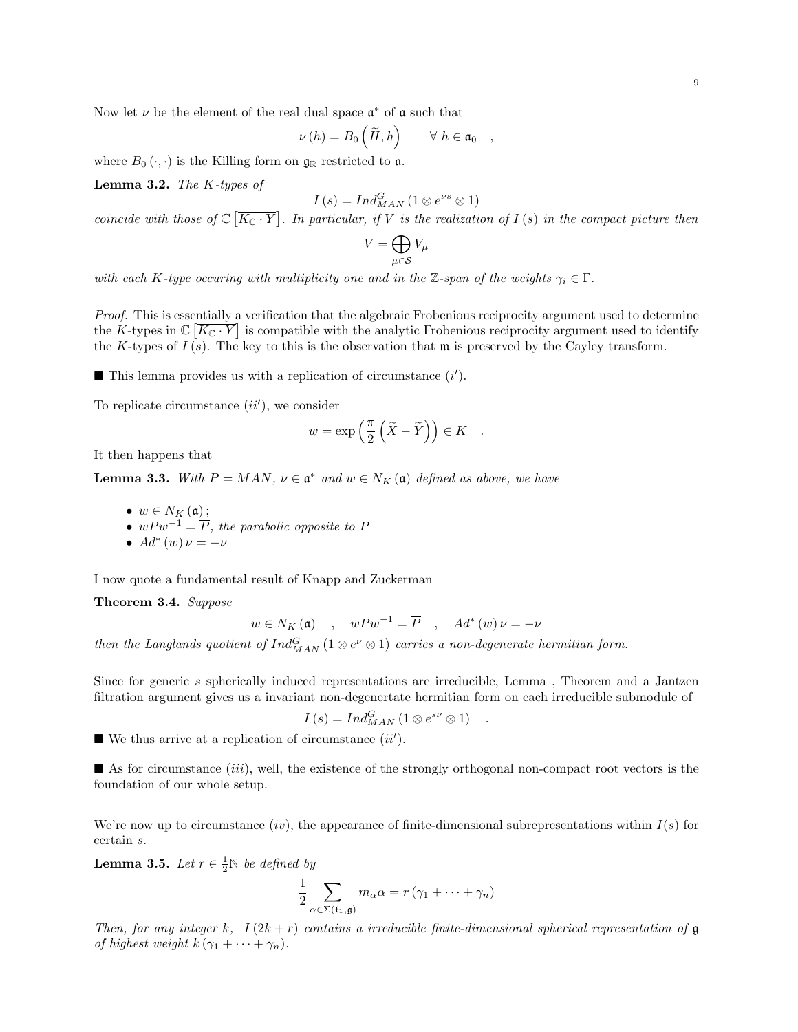Now let $\nu$ be the element of the real dual space $\mathfrak{a}^*$ of $\mathfrak{a}$ such that

$$\nu(h) = B_0\left(\widetilde{H}, h\right) \qquad \forall\ h \in \mathfrak{a}_0 \quad ,$$

where $B_0(\cdot,\cdot)$ is the Killing form on $\mathfrak{g}_{\mathbb{R}}$ restricted to $\mathfrak{a}$.

**Lemma 3.2.** *The $K$-types of*

$$I(s) = Ind_{MAN}^{G}\left(1 \otimes e^{\nu s} \otimes 1\right)$$

*coincide with those of $\mathbb{C}\left[\overline{K_{\mathbb{C}} \cdot Y}\right]$. In particular, if $V$ is the realization of $I(s)$ in the compact picture then*

$$V = \bigoplus_{\mu \in \mathcal{S}} V_\mu$$

*with each $K$-type occuring with multiplicity one and in the $\mathbb{Z}$-span of the weights $\gamma_i \in \Gamma$.*

*Proof.* This is essentially a verification that the algebraic Frobenious reciprocity argument used to determine the $K$-types in $\mathbb{C}\left[\overline{K_{\mathbb{C}} \cdot Y}\right]$ is compatible with the analytic Frobenious reciprocity argument used to identify the $K$-types of $I(s)$. The key to this is the observation that $\mathfrak{m}$ is preserved by the Cayley transform.

■ This lemma provides us with a replication of circumstance $(i')$.

To replicate circumstance $(ii')$, we consider

$$w = \exp\left(\frac{\pi}{2}\left(\widetilde{X} - \widetilde{Y}\right)\right) \in K \quad .$$

It then happens that

**Lemma 3.3.** *With $P = MAN$, $\nu \in \mathfrak{a}^*$ and $w \in N_K(\mathfrak{a})$ defined as above, we have*

- $w \in N_K(\mathfrak{a})$ ;
- $wPw^{-1} = \overline{P}$*, the parabolic opposite to $P$*
- $Ad^*(w)\,\nu = -\nu$

I now quote a fundamental result of Knapp and Zuckerman

**Theorem 3.4.** *Suppose*

$$w \in N_K(\mathfrak{a}) \quad , \quad wPw^{-1} = \overline{P} \quad , \quad Ad^*(w)\,\nu = -\nu$$

*then the Langlands quotient of $Ind_{MAN}^{G}\left(1 \otimes e^{\nu} \otimes 1\right)$ carries a non-degenerate hermitian form.*

Since for generic $s$ spherically induced representations are irreducible, Lemma , Theorem and a Jantzen filtration argument gives us a invariant non-degenertate hermitian form on each irreducible submodule of

$$I(s) = Ind_{MAN}^{G}\left(1 \otimes e^{s\nu} \otimes 1\right) \quad .$$

■ We thus arrive at a replication of circumstance $(ii')$.

■ As for circumstance $(iii)$, well, the existence of the strongly orthogonal non-compact root vectors is the foundation of our whole setup.

We're now up to circumstance $(iv)$, the appearance of finite-dimensional subrepresentations within $I(s)$ for certain $s$.

**Lemma 3.5.** *Let $r \in \frac{1}{2}\mathbb{N}$ be defined by*

$$\frac{1}{2} \sum_{\alpha \in \Sigma(\mathfrak{t}_1, \mathfrak{g})} m_\alpha \alpha = r\left(\gamma_1 + \cdots + \gamma_n\right)$$

*Then, for any integer $k$, $I(2k + r)$ contains a irreducible finite-dimensional spherical representation of $\mathfrak{g}$ of highest weight $k\left(\gamma_1 + \cdots + \gamma_n\right)$.*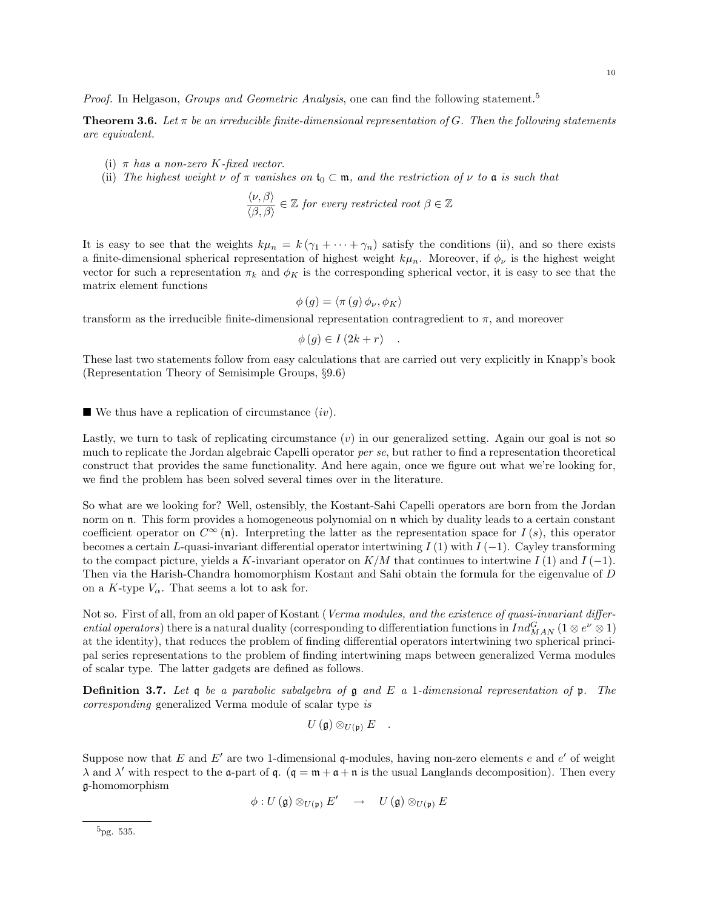*Proof.* In Helgason, *Groups and Geometric Analysis*, one can find the following statement.[5]

**Theorem 3.6.** *Let $\pi$ be an irreducible finite-dimensional representation of $G$. Then the following statements are equivalent.*

- (i) *$\pi$ has a non-zero $K$-fixed vector.*
- (ii) *The highest weight $\nu$ of $\pi$ vanishes on $\mathfrak{t}_0 \subset \mathfrak{m}$, and the restriction of $\nu$ to $\mathfrak{a}$ is such that*

$$\frac{\langle \nu, \beta \rangle}{\langle \beta, \beta \rangle} \in \mathbb{Z} \text{ for every restricted root } \beta \in \mathbb{Z}$$

It is easy to see that the weights $k\mu_n = k(\gamma_1 + \cdots + \gamma_n)$ satisfy the conditions (ii), and so there exists a finite-dimensional spherical representation of highest weight $k\mu_n$. Moreover, if $\phi_\nu$ is the highest weight vector for such a representation $\pi_k$ and $\phi_K$ is the corresponding spherical vector, it is easy to see that the matrix element functions

$$\phi(g) = \langle \pi(g) \phi_\nu, \phi_K \rangle$$

transform as the irreducible finite-dimensional representation contragredient to $\pi$, and moreover

$$\phi(g) \in I(2k + r) \quad .$$

These last two statements follow from easy calculations that are carried out very explicitly in Knapp's book (Representation Theory of Semisimple Groups, §9.6)

■ We thus have a replication of circumstance $(iv)$.

Lastly, we turn to task of replicating circumstance $(v)$ in our generalized setting. Again our goal is not so much to replicate the Jordan algebraic Capelli operator *per se*, but rather to find a representation theoretical construct that provides the same functionality. And here again, once we figure out what we're looking for, we find the problem has been solved several times over in the literature.

So what are we looking for? Well, ostensibly, the Kostant-Sahi Capelli operators are born from the Jordan norm on $\mathfrak{n}$. This form provides a homogeneous polynomial on $\mathfrak{n}$ which by duality leads to a certain constant coefficient operator on $C^\infty(\mathfrak{n})$. Interpreting the latter as the representation space for $I(s)$, this operator becomes a certain $L$-quasi-invariant differential operator intertwining $I(1)$ with $I(-1)$. Cayley transforming to the compact picture, yields a $K$-invariant operator on $K/M$ that continues to intertwine $I(1)$ and $I(-1)$. Then via the Harish-Chandra homomorphism Kostant and Sahi obtain the formula for the eigenvalue of $D$ on a $K$-type $V_\alpha$. That seems a lot to ask for.

Not so. First of all, from an old paper of Kostant (*Verma modules, and the existence of quasi-invariant differential operators*) there is a natural duality (corresponding to differentiation functions in $Ind_{MAN}^G(1 \otimes e^\nu \otimes 1)$ at the identity), that reduces the problem of finding differential operators intertwining two spherical principal series representations to the problem of finding intertwining maps between generalized Verma modules of scalar type. The latter gadgets are defined as follows.

**Definition 3.7.** *Let $\mathfrak{q}$ be a parabolic subalgebra of $\mathfrak{g}$ and $E$ a 1-dimensional representation of $\mathfrak{p}$. The corresponding* generalized Verma module of scalar type *is*

$$U(\mathfrak{g}) \otimes_{U(\mathfrak{p})} E \quad .$$

Suppose now that $E$ and $E'$ are two 1-dimensional $\mathfrak{q}$-modules, having non-zero elements $e$ and $e'$ of weight $\lambda$ and $\lambda'$ with respect to the $\mathfrak{a}$-part of $\mathfrak{q}$. ($\mathfrak{q} = \mathfrak{m} + \mathfrak{a} + \mathfrak{n}$ is the usual Langlands decomposition). Then every $\mathfrak{g}$-homomorphism

$$\phi : U(\mathfrak{g}) \otimes_{U(\mathfrak{p})} E' \quad \rightarrow \quad U(\mathfrak{g}) \otimes_{U(\mathfrak{p})} E$$

[5] pg. 535.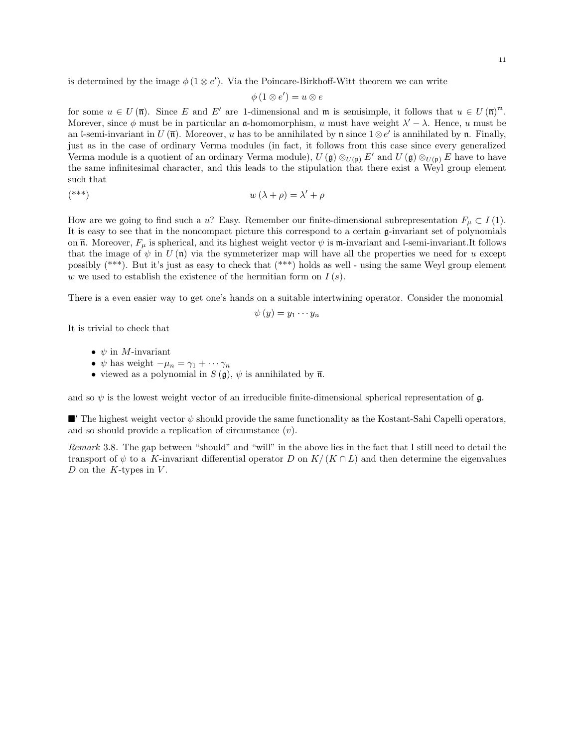is determined by the image $\phi(1 \otimes e')$. Via the Poincare-Birkhoff-Witt theorem we can write

$$\phi(1 \otimes e') = u \otimes e$$

for some $u \in U(\overline{\mathfrak{n}})$. Since $E$ and $E'$ are 1-dimensional and $\mathfrak{m}$ is semisimple, it follows that $u \in U(\overline{\mathfrak{n}})^{\mathfrak{m}}$. Morever, since $\phi$ must be in particular an $\mathfrak{a}$-homomorphism, $u$ must have weight $\lambda' - \lambda$. Hence, $u$ must be an $\mathfrak{l}$-semi-invariant in $U(\overline{\mathfrak{n}})$. Moreover, $u$ has to be annihilated by $\mathfrak{n}$ since $1 \otimes e'$ is annihilated by $\mathfrak{n}$. Finally, just as in the case of ordinary Verma modules (in fact, it follows from this case since every generalized Verma module is a quotient of an ordinary Verma module), $U(\mathfrak{g}) \otimes_{U(\mathfrak{p})} E'$ and $U(\mathfrak{g}) \otimes_{U(\mathfrak{p})} E$ have to have the same infinitesimal character, and this leads to the stipulation that there exist a Weyl group element such that

$$w(\lambda + \rho) = \lambda' + \rho \qquad (***)$$

How are we going to find such a $u$? Easy. Remember our finite-dimensional subrepresentation $F_\mu \subset I(1)$. It is easy to see that in the noncompact picture this correspond to a certain $\mathfrak{g}$-invariant set of polynomials on $\overline{\mathfrak{n}}$. Moreover, $F_\mu$ is spherical, and its highest weight vector $\psi$ is $\mathfrak{m}$-invariant and $\mathfrak{l}$-semi-invariant.It follows that the image of $\psi$ in $U(\mathfrak{n})$ via the symmeterizer map will have all the properties we need for $u$ except possibly (***). But it's just as easy to check that (***) holds as well - using the same Weyl group element $w$ we used to establish the existence of the hermitian form on $I(s)$.

There is a even easier way to get one's hands on a suitable intertwining operator. Consider the monomial

$$\psi(y) = y_1 \cdots y_n$$

It is trivial to check that

- $\psi$ in $M$-invariant
- $\psi$ has weight $-\mu_n = \gamma_1 + \cdots \gamma_n$
- viewed as a polynomial in $S(\mathfrak{g})$, $\psi$ is annihilated by $\overline{\mathfrak{n}}$.

and so $\psi$ is the lowest weight vector of an irreducible finite-dimensional spherical representation of $\mathfrak{g}$.

■′ The highest weight vector $\psi$ should provide the same functionality as the Kostant-Sahi Capelli operators, and so should provide a replication of circumstance $(v)$.

*Remark* 3.8. The gap between "should" and "will" in the above lies in the fact that I still need to detail the transport of $\psi$ to a $K$-invariant differential operator $D$ on $K/(K \cap L)$ and then determine the eigenvalues $D$ on the $K$-types in $V$.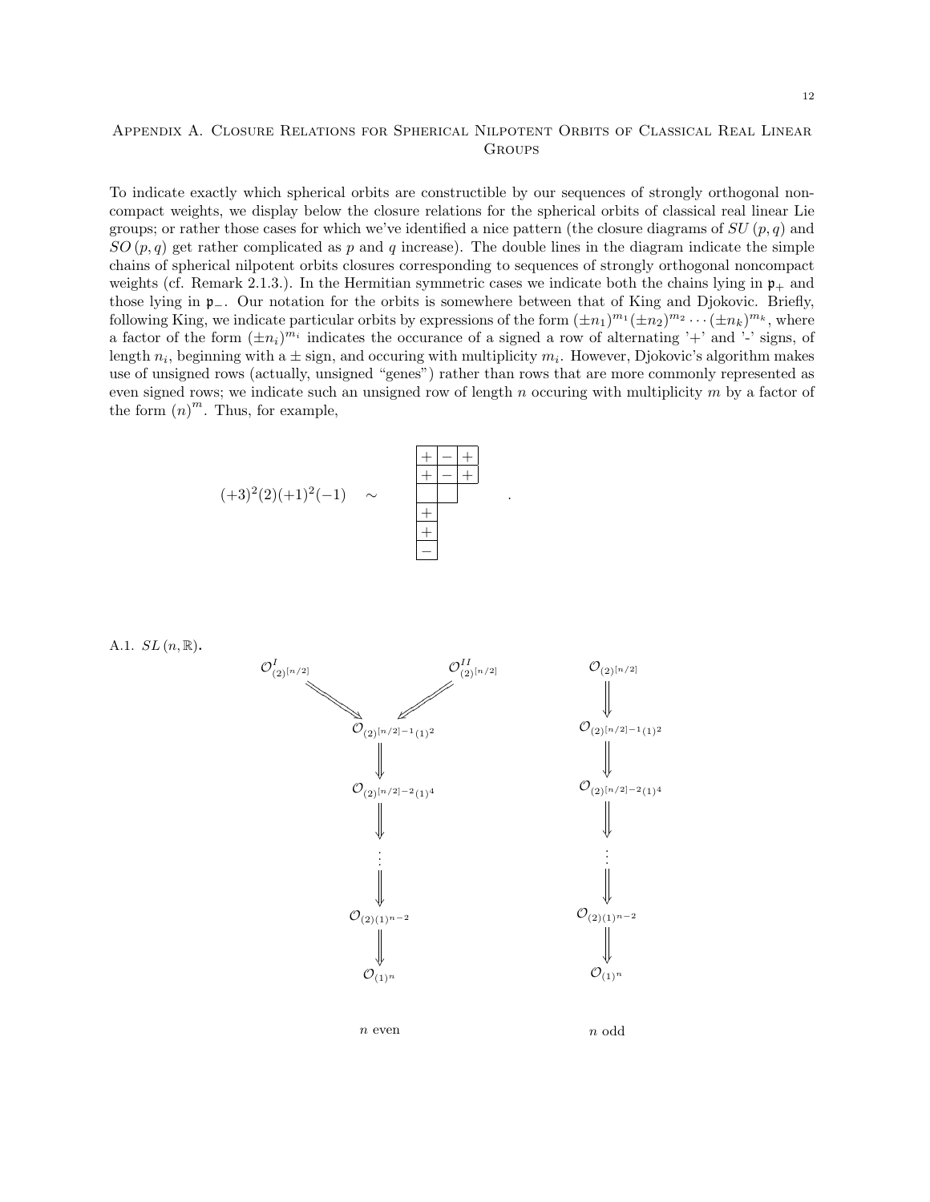## Appendix A. Closure Relations for Spherical Nilpotent Orbits of Classical Real Linear Groups

To indicate exactly which spherical orbits are constructible by our sequences of strongly orthogonal noncompact weights, we display below the closure relations for the spherical orbits of classical real linear Lie groups; or rather those cases for which we've identified a nice pattern (the closure diagrams of $SU(p,q)$ and $SO(p,q)$ get rather complicated as $p$ and $q$ increase). The double lines in the diagram indicate the simple chains of spherical nilpotent orbits closures corresponding to sequences of strongly orthogonal noncompact weights (cf. Remark 2.1.3.). In the Hermitian symmetric cases we indicate both the chains lying in $\mathfrak{p}_+$ and those lying in $\mathfrak{p}_-$. Our notation for the orbits is somewhere between that of King and Djokovic. Briefly, following King, we indicate particular orbits by expressions of the form $(\pm n_1)^{m_1}(\pm n_2)^{m_2}\cdots(\pm n_k)^{m_k}$, where a factor of the form $(\pm n_i)^{m_i}$ indicates the occurance of a signed a row of alternating '+' and '-' signs, of length $n_i$, beginning with a $\pm$ sign, and occuring with multiplicity $m_i$. However, Djokovic's algorithm makes use of unsigned rows (actually, unsigned "genes") rather than rows that are more commonly represented as even signed rows; we indicate such an unsigned row of length $n$ occuring with multiplicity $m$ by a factor of the form $(n)^m$. Thus, for example,

$$(+3)^2(2)(+1)^2(-1) \quad \sim \quad \begin{array}{|c|c|c|}\hline + & - & + \\ \hline + & - & + \\ \hline \phantom{+} & \phantom{+} \\ \cline{1-2} + \\ \cline{1-1} + \\ \cline{1-1} - \\ \cline{1-1}\end{array} \quad .$$

A.1. $SL(n,\mathbb{R})$.

$n$ even:

$$\mathcal{O}^{I}_{(2)^{[n/2]}} \Rightarrow \mathcal{O}_{(2)^{[n/2]-1}(1)^2}, \quad \mathcal{O}^{II}_{(2)^{[n/2]}} \Rightarrow \mathcal{O}_{(2)^{[n/2]-1}(1)^2}$$

$$\mathcal{O}_{(2)^{[n/2]-1}(1)^2} \Rightarrow \mathcal{O}_{(2)^{[n/2]-2}(1)^4} \Rightarrow \cdots \Rightarrow \mathcal{O}_{(2)(1)^{n-2}} \Rightarrow \mathcal{O}_{(1)^n}$$

$n$ odd:

$$\mathcal{O}_{(2)^{[n/2]}} \Rightarrow \mathcal{O}_{(2)^{[n/2]-1}(1)^2} \Rightarrow \mathcal{O}_{(2)^{[n/2]-2}(1)^4} \Rightarrow \cdots \Rightarrow \mathcal{O}_{(2)(1)^{n-2}} \Rightarrow \mathcal{O}_{(1)^n}$$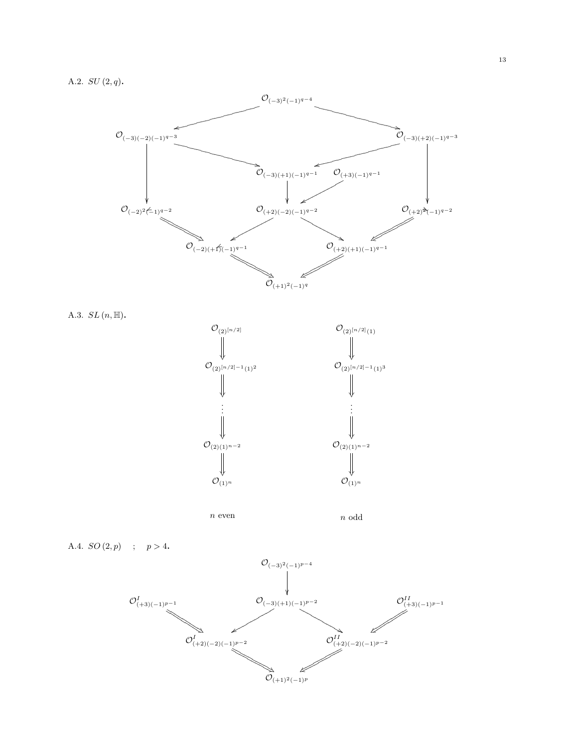A.2. $SU(2,q)$.

$\mathcal{O}_{(-3)^2(-1)^{q-4}}$

$\mathcal{O}_{(-3)(-2)(-1)^{q-3}}$ $\mathcal{O}_{(-3)(+2)(-1)^{q-3}}$

$\mathcal{O}_{(-3)(+1)(-1)^{q-1}}$ $\mathcal{O}_{(+3)(-1)^{q-1}}$

$\mathcal{O}_{(-2)^2(-1)^{q-2}}$ $\mathcal{O}_{(+2)(-2)(-1)^{q-2}}$ $\mathcal{O}_{(+2)^2(-1)^{q-2}}$

$\mathcal{O}_{(-2)(+1)(-1)^{q-1}}$ $\mathcal{O}_{(+2)(+1)(-1)^{q-1}}$

$\mathcal{O}_{(+1)^2(-1)^q}$

A.3. $SL(n,\mathbb{H})$.

$n$ even:

$\mathcal{O}_{(2)^{[n/2]}}$

$\mathcal{O}_{(2)^{[n/2]-1}(1)^2}$

$\vdots$

$\mathcal{O}_{(2)(1)^{n-2}}$

$\mathcal{O}_{(1)^n}$

$n$ odd:

$\mathcal{O}_{(2)^{[n/2]}(1)}$

$\mathcal{O}_{(2)^{[n/2]-1}(1)^3}$

$\vdots$

$\mathcal{O}_{(2)(1)^{n-2}}$

$\mathcal{O}_{(1)^n}$

A.4. $SO(2,p)$ ; $p > 4$.

$\mathcal{O}_{(-3)^2(-1)^{p-4}}$

$\mathcal{O}^{I}_{(+3)(-1)^{p-1}}$ $\mathcal{O}_{(-3)(+1)(-1)^{p-2}}$ $\mathcal{O}^{II}_{(+3)(-1)^{p-1}}$

$\mathcal{O}^{I}_{(+2)(-2)(-1)^{p-2}}$ $\mathcal{O}^{II}_{(+2)(-2)(-1)^{p-2}}$

$\mathcal{O}_{(+1)^2(-1)^p}$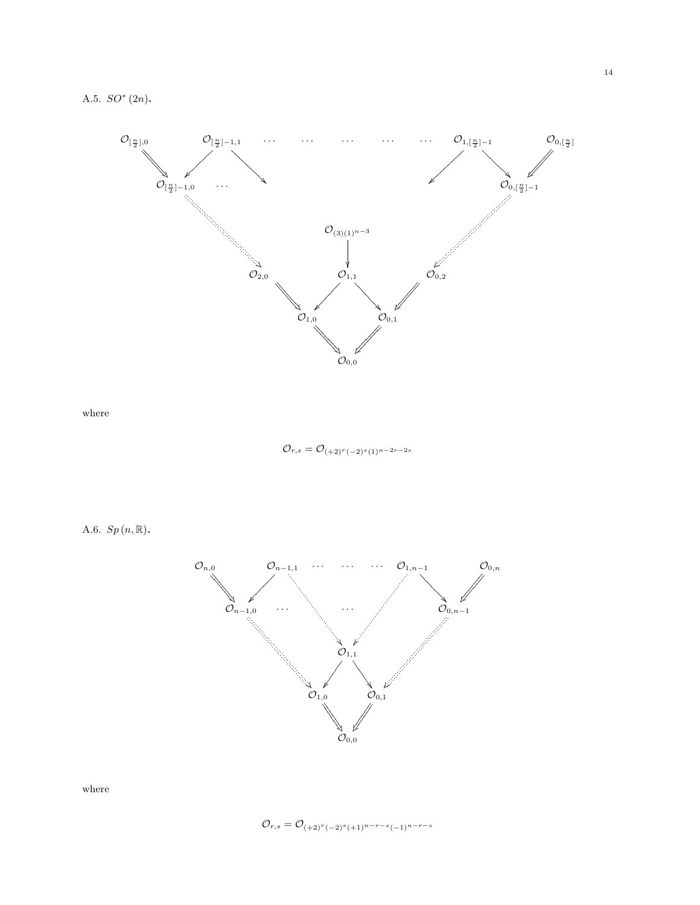A.5. $SO^*(2n)$.

$$\mathcal{O}_{[\frac{n}{2}],0} \quad \mathcal{O}_{[\frac{n}{2}]-1,1} \quad \cdots \quad \cdots \quad \cdots \quad \cdots \quad \cdots \quad \mathcal{O}_{1,[\frac{n}{2}]-1} \quad \mathcal{O}_{0,[\frac{n}{2}]}$$

$$\mathcal{O}_{[\frac{n}{2}]-1,0} \quad \cdots \qquad\qquad\qquad\qquad \mathcal{O}_{0,[\frac{n}{2}]-1}$$

$$\mathcal{O}_{(3)(1)^{n-3}}$$

$$\mathcal{O}_{2,0} \quad \mathcal{O}_{1,1} \quad \mathcal{O}_{0,2}$$

$$\mathcal{O}_{1,0} \quad \mathcal{O}_{0,1}$$

$$\mathcal{O}_{0,0}$$

where

$$\mathcal{O}_{r,s} = \mathcal{O}_{(+2)^r(-2)^s(1)^{n-2r-2s}}$$

A.6. $Sp(n,\mathbb{R})$.

$$\mathcal{O}_{n,0} \quad \mathcal{O}_{n-1,1} \quad \cdots \quad \cdots \quad \cdots \quad \mathcal{O}_{1,n-1} \quad \mathcal{O}_{0,n}$$

$$\mathcal{O}_{n-1,0} \quad \cdots \quad \cdots \quad \mathcal{O}_{0,n-1}$$

$$\mathcal{O}_{1,1}$$

$$\mathcal{O}_{1,0} \quad \mathcal{O}_{0,1}$$

$$\mathcal{O}_{0,0}$$

where

$$\mathcal{O}_{r,s} = \mathcal{O}_{(+2)^r(-2)^s(+1)^{n-r-s}(-1)^{n-r-s}}$$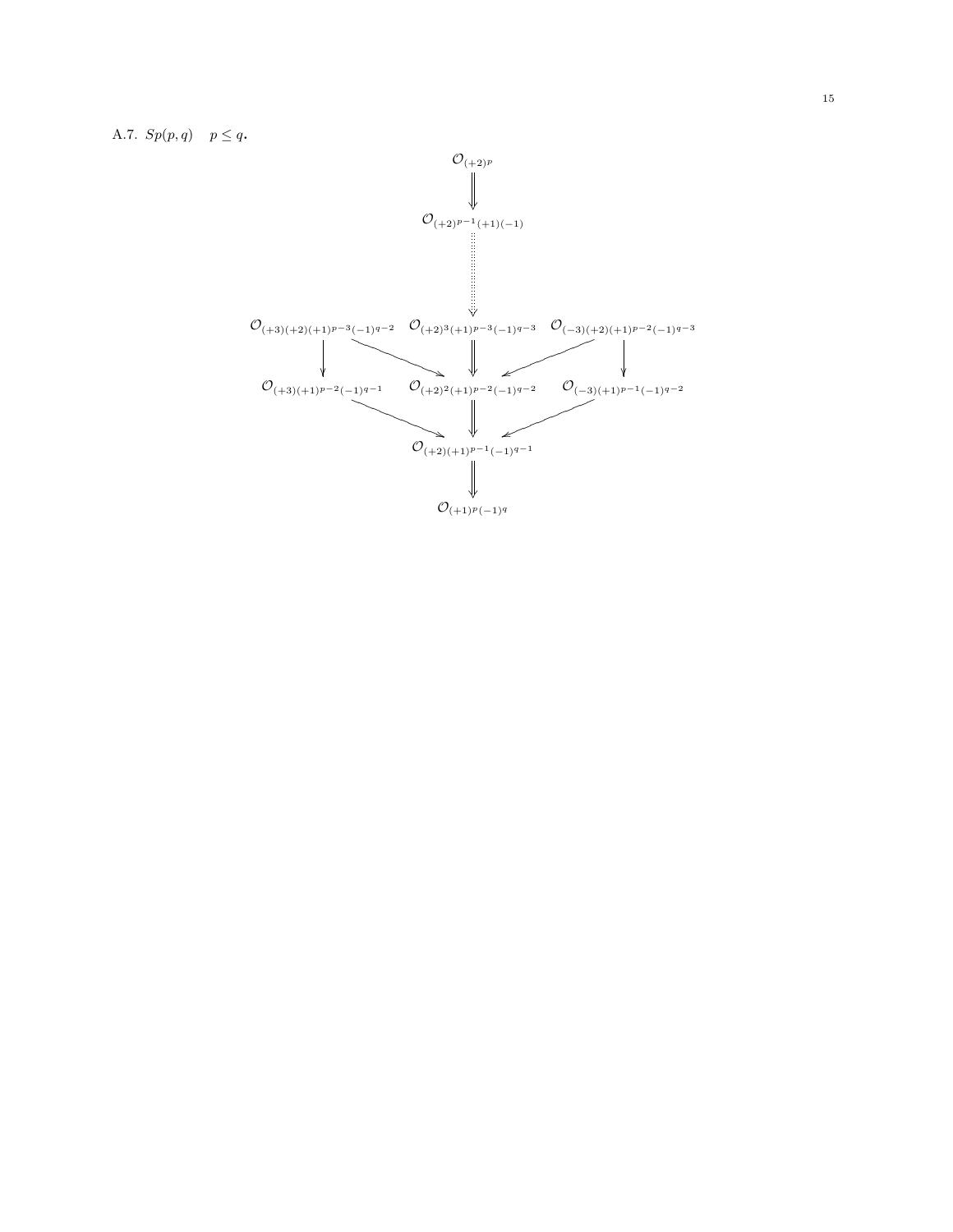A.7. $Sp(p,q)$ $\quad p \leq q$.

$\mathcal{O}_{(+2)^p}$

$\mathcal{O}_{(+2)^{p-1}(+1)(-1)}$

$\mathcal{O}_{(+3)(+2)(+1)^{p-3}(-1)^{q-2}}$ $\quad$ $\mathcal{O}_{(+2)^3(+1)^{p-3}(-1)^{q-3}}$ $\quad$ $\mathcal{O}_{(-3)(+2)(+1)^{p-2}(-1)^{q-3}}$

$\mathcal{O}_{(+3)(+1)^{p-2}(-1)^{q-1}}$ $\quad$ $\mathcal{O}_{(+2)^2(+1)^{p-2}(-1)^{q-2}}$ $\quad$ $\mathcal{O}_{(-3)(+1)^{p-1}(-1)^{q-2}}$

$\mathcal{O}_{(+2)(+1)^{p-1}(-1)^{q-1}}$

$\mathcal{O}_{(+1)^p(-1)^q}$